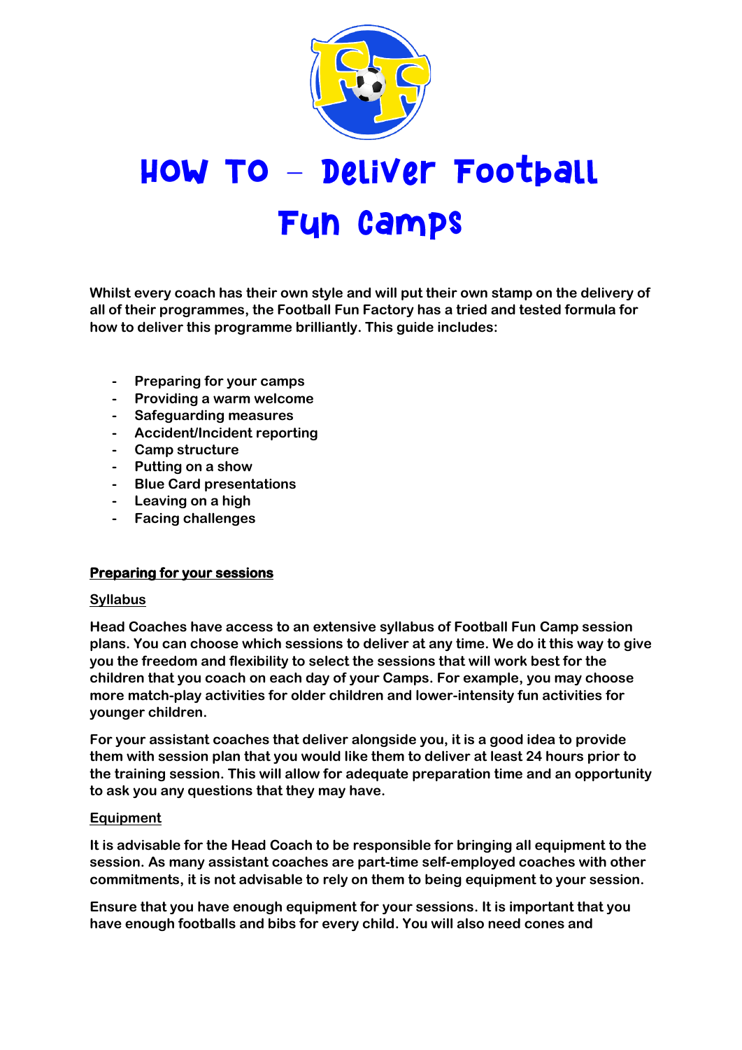# How To – Deliver Football Fun Camps

**Whilst every coach has their own style and will put their own stamp on the delivery of all of their programmes, the Football Fun Factory has a tried and tested formula for how to deliver this programme brilliantly. This guide includes:**

- **Preparing for your camps**
- **Providing a warm welcome**
- **Safeguarding measures**
- **Accident/Incident reporting**
- **Camp structure**
- **Putting on a show**
- **Blue Card presentations**
- **Leaving on a high**
- **Facing challenges**

## Preparing for your sessions

### Syllabus

**Head Coaches have access to an extensive syllabus of Football Fun Camp session plans. You can choose which sessions to deliver at any time. We do it this way to give you the freedom and flexibility to select the sessions that will work best for the children that you coach on each day of your Camps. For example, you may choose more match-play activities for older children and lower-intensity fun activities for younger children.**

**For your assistant coaches that deliver alongside you, it is a good idea to provide them with session plan that you would like them to deliver at least 24 hours prior to the training session. This will allow for adequate preparation time and an opportunity to ask you any questions that they may have.**

### Equipment

**It is advisable for the Head Coach to be responsible for bringing all equipment to the session. As many assistant coaches are part-time self-employed coaches with other commitments, it is not advisable to rely on them to being equipment to your session.**

**Ensure that you have enough equipment for your sessions. It is important that you have enough footballs and bibs for every child. You will also need cones and**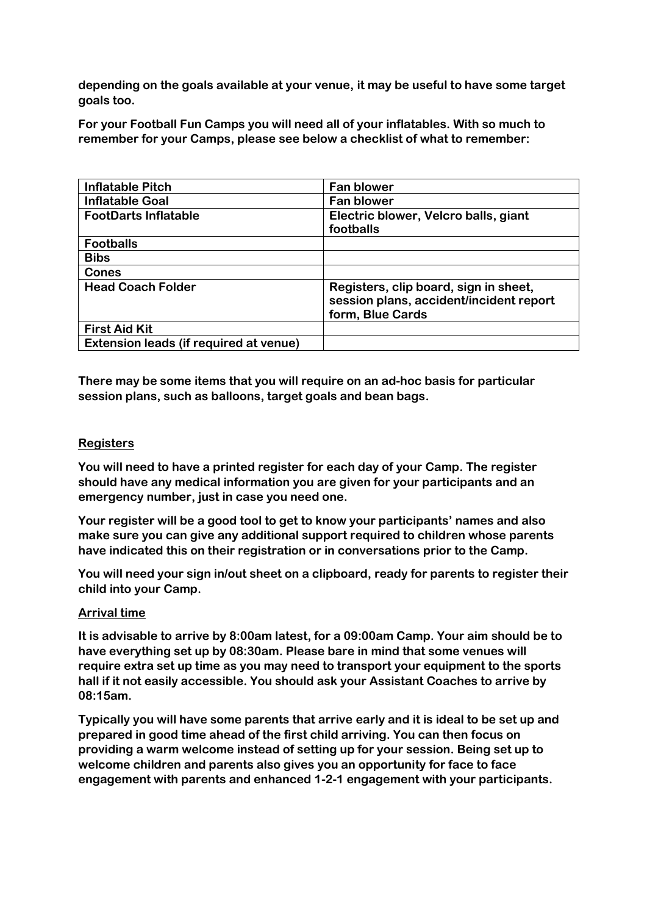**depending on the goals available at your venue, it may be useful to have some target goals too.**

**For your Football Fun Camps you will need all of your inflatables. With so much to remember for your Camps, please see below a checklist of what to remember:**

| Inflatable Pitch | Fan blower |
|---|---|
| Inflatable Goal | Fan blower |
| FootDarts Inflatable | Electric blower, Velcro balls, giant footballs |
| Footballs | |
| Bibs | |
| Cones | |
| Head Coach Folder | Registers, clip board, sign in sheet, session plans, accident/incident report form, Blue Cards |
| First Aid Kit | |
| Extension leads (if required at venue) | |

**There may be some items that you will require on an ad-hoc basis for particular session plans, such as balloons, target goals and bean bags.**

## Registers

**You will need to have a printed register for each day of your Camp. The register should have any medical information you are given for your participants and an emergency number, just in case you need one.**

**Your register will be a good tool to get to know your participants' names and also make sure you can give any additional support required to children whose parents have indicated this on their registration or in conversations prior to the Camp.**

**You will need your sign in/out sheet on a clipboard, ready for parents to register their child into your Camp.**

## Arrival time

**It is advisable to arrive by 8:00am latest, for a 09:00am Camp. Your aim should be to have everything set up by 08:30am. Please bare in mind that some venues will require extra set up time as you may need to transport your equipment to the sports hall if it not easily accessible. You should ask your Assistant Coaches to arrive by 08:15am.**

**Typically you will have some parents that arrive early and it is ideal to be set up and prepared in good time ahead of the first child arriving. You can then focus on providing a warm welcome instead of setting up for your session. Being set up to welcome children and parents also gives you an opportunity for face to face engagement with parents and enhanced 1-2-1 engagement with your participants.**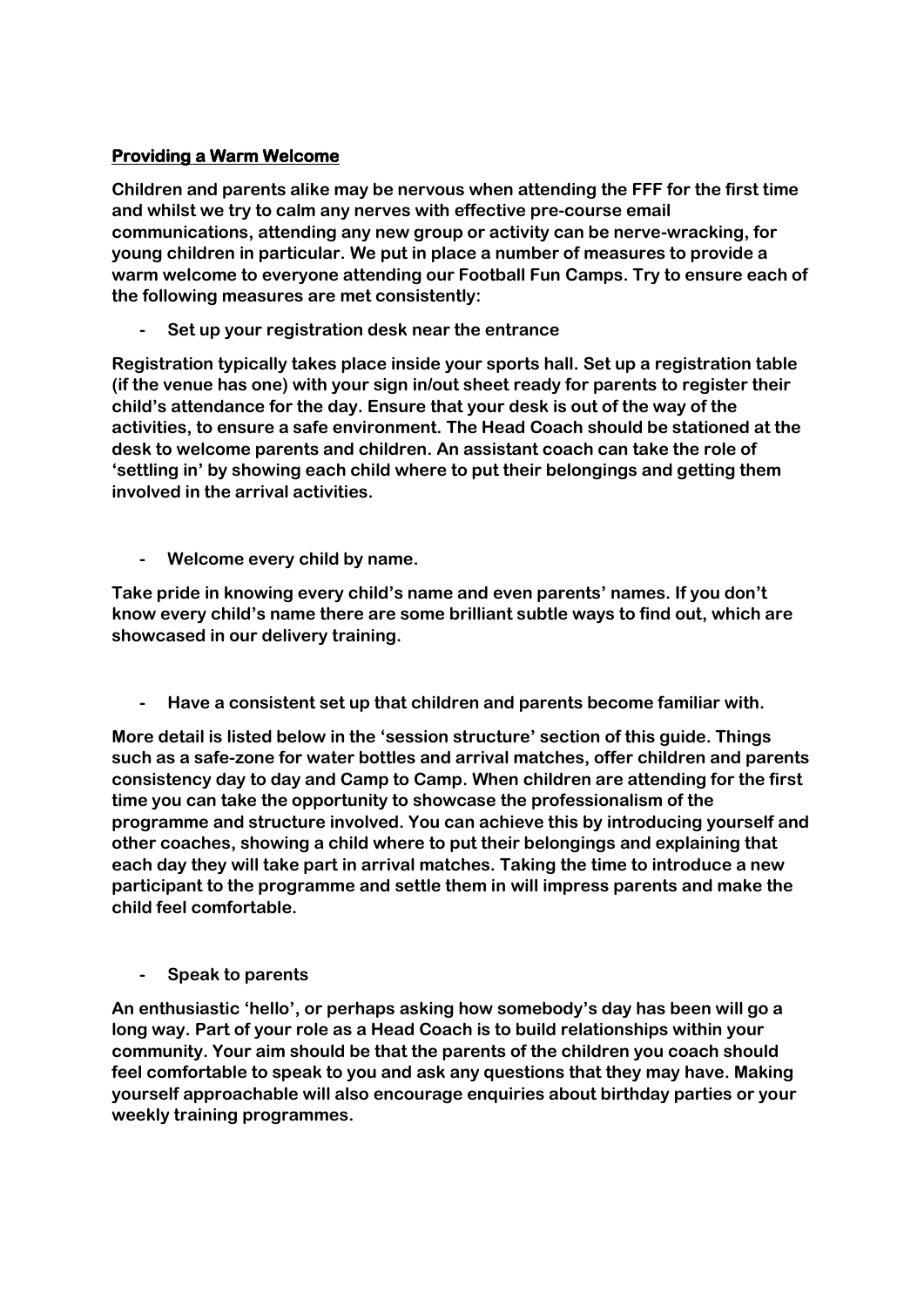## Providing a Warm Welcome

**Children and parents alike may be nervous when attending the FFF for the first time and whilst we try to calm any nerves with effective pre-course email communications, attending any new group or activity can be nerve-wracking, for young children in particular. We put in place a number of measures to provide a warm welcome to everyone attending our Football Fun Camps. Try to ensure each of the following measures are met consistently:**

- **Set up your registration desk near the entrance**

**Registration typically takes place inside your sports hall. Set up a registration table (if the venue has one) with your sign in/out sheet ready for parents to register their child's attendance for the day. Ensure that your desk is out of the way of the activities, to ensure a safe environment. The Head Coach should be stationed at the desk to welcome parents and children. An assistant coach can take the role of 'settling in' by showing each child where to put their belongings and getting them involved in the arrival activities.**

- **Welcome every child by name.**

**Take pride in knowing every child's name and even parents' names. If you don't know every child's name there are some brilliant subtle ways to find out, which are showcased in our delivery training.**

- **Have a consistent set up that children and parents become familiar with.**

**More detail is listed below in the 'session structure' section of this guide. Things such as a safe-zone for water bottles and arrival matches, offer children and parents consistency day to day and Camp to Camp. When children are attending for the first time you can take the opportunity to showcase the professionalism of the programme and structure involved. You can achieve this by introducing yourself and other coaches, showing a child where to put their belongings and explaining that each day they will take part in arrival matches. Taking the time to introduce a new participant to the programme and settle them in will impress parents and make the child feel comfortable.**

- **Speak to parents**

**An enthusiastic 'hello', or perhaps asking how somebody's day has been will go a long way. Part of your role as a Head Coach is to build relationships within your community. Your aim should be that the parents of the children you coach should feel comfortable to speak to you and ask any questions that they may have. Making yourself approachable will also encourage enquiries about birthday parties or your weekly training programmes.**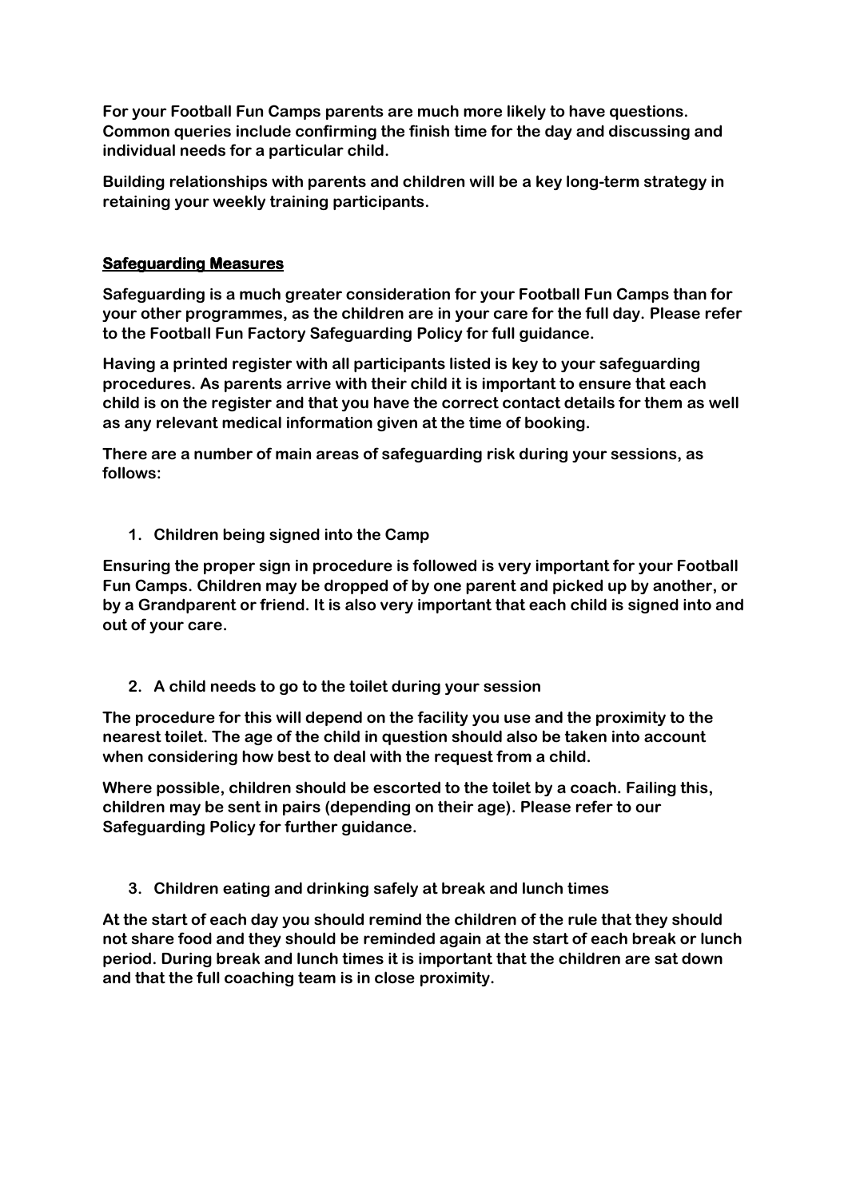**For your Football Fun Camps parents are much more likely to have questions. Common queries include confirming the finish time for the day and discussing and individual needs for a particular child.**

**Building relationships with parents and children will be a key long-term strategy in retaining your weekly training participants.**

## **Safeguarding Measures**

**Safeguarding is a much greater consideration for your Football Fun Camps than for your other programmes, as the children are in your care for the full day. Please refer to the Football Fun Factory Safeguarding Policy for full guidance.**

**Having a printed register with all participants listed is key to your safeguarding procedures. As parents arrive with their child it is important to ensure that each child is on the register and that you have the correct contact details for them as well as any relevant medical information given at the time of booking.**

**There are a number of main areas of safeguarding risk during your sessions, as follows:**

1. **Children being signed into the Camp**

**Ensuring the proper sign in procedure is followed is very important for your Football Fun Camps. Children may be dropped of by one parent and picked up by another, or by a Grandparent or friend. It is also very important that each child is signed into and out of your care.**

2. **A child needs to go to the toilet during your session**

**The procedure for this will depend on the facility you use and the proximity to the nearest toilet. The age of the child in question should also be taken into account when considering how best to deal with the request from a child.**

**Where possible, children should be escorted to the toilet by a coach. Failing this, children may be sent in pairs (depending on their age). Please refer to our Safeguarding Policy for further guidance.**

3. **Children eating and drinking safely at break and lunch times**

**At the start of each day you should remind the children of the rule that they should not share food and they should be reminded again at the start of each break or lunch period. During break and lunch times it is important that the children are sat down and that the full coaching team is in close proximity.**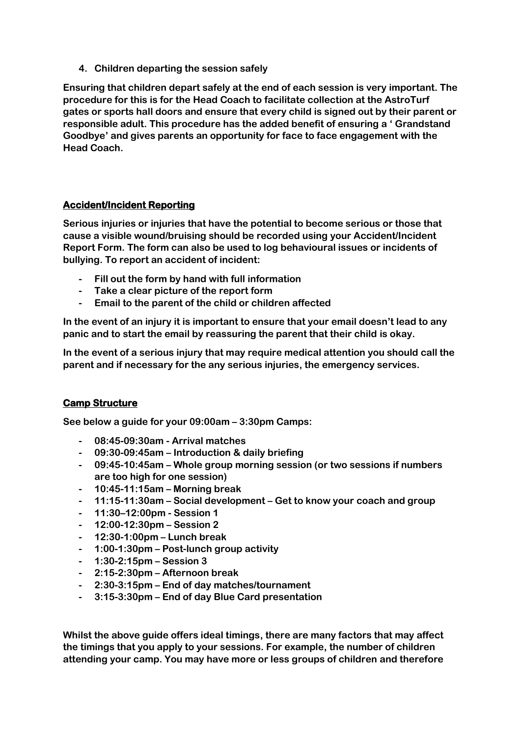4. **Children departing the session safely**

**Ensuring that children depart safely at the end of each session is very important. The procedure for this is for the Head Coach to facilitate collection at the AstroTurf gates or sports hall doors and ensure that every child is signed out by their parent or responsible adult. This procedure has the added benefit of ensuring a ' Grandstand Goodbye' and gives parents an opportunity for face to face engagement with the Head Coach.**

## Accident/Incident Reporting

**Serious injuries or injuries that have the potential to become serious or those that cause a visible wound/bruising should be recorded using your Accident/Incident Report Form. The form can also be used to log behavioural issues or incidents of bullying. To report an accident of incident:**

- **Fill out the form by hand with full information**
- **Take a clear picture of the report form**
- **Email to the parent of the child or children affected**

**In the event of an injury it is important to ensure that your email doesn't lead to any panic and to start the email by reassuring the parent that their child is okay.**

**In the event of a serious injury that may require medical attention you should call the parent and if necessary for the any serious injuries, the emergency services.**

## Camp Structure

**See below a guide for your 09:00am – 3:30pm Camps:**

- **08:45-09:30am - Arrival matches**
- **09:30-09:45am – Introduction & daily briefing**
- **09:45-10:45am – Whole group morning session (or two sessions if numbers are too high for one session)**
- **10:45-11:15am – Morning break**
- **11:15-11:30am – Social development – Get to know your coach and group**
- **11:30–12:00pm - Session 1**
- **12:00-12:30pm – Session 2**
- **12:30-1:00pm – Lunch break**
- **1:00-1:30pm – Post-lunch group activity**
- **1:30-2:15pm – Session 3**
- **2:15-2:30pm – Afternoon break**
- **2:30-3:15pm – End of day matches/tournament**
- **3:15-3:30pm – End of day Blue Card presentation**

**Whilst the above guide offers ideal timings, there are many factors that may affect the timings that you apply to your sessions. For example, the number of children attending your camp. You may have more or less groups of children and therefore**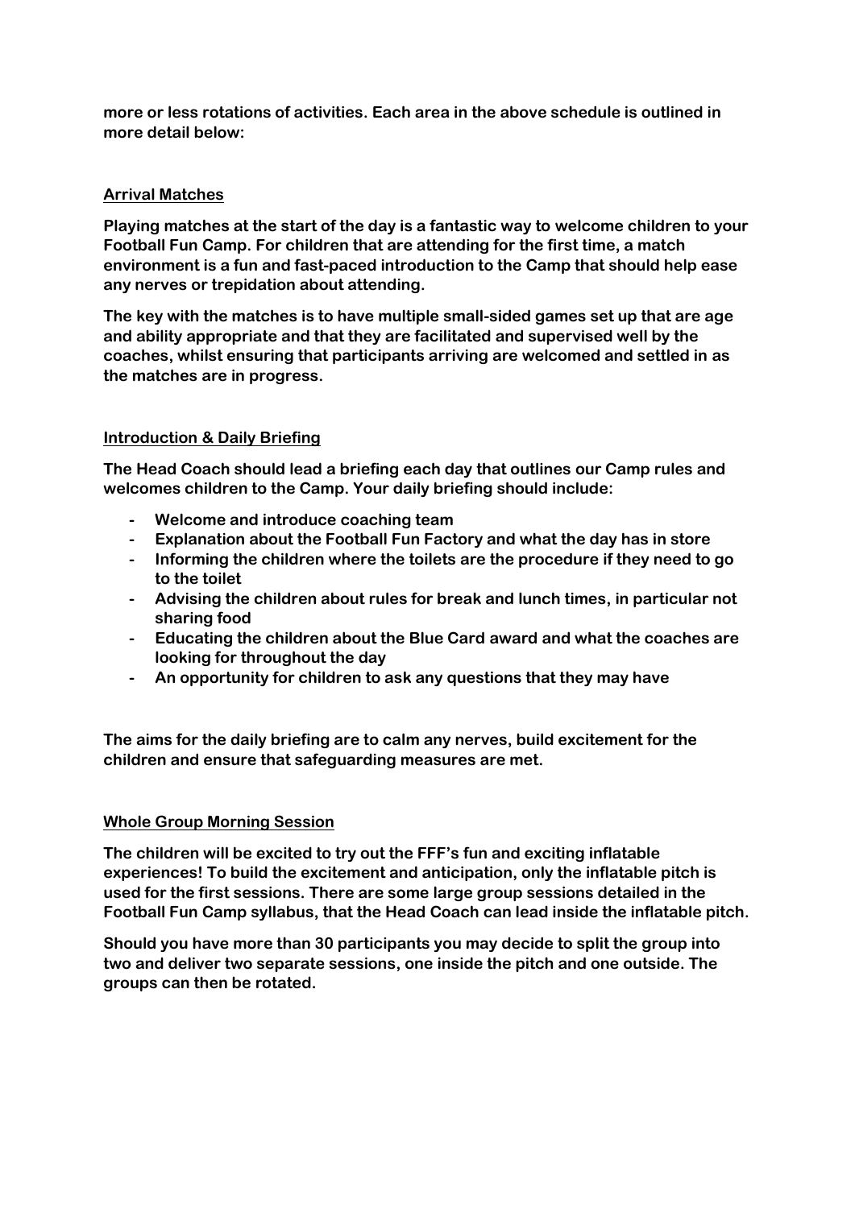**more or less rotations of activities. Each area in the above schedule is outlined in more detail below:**

### Arrival Matches

**Playing matches at the start of the day is a fantastic way to welcome children to your Football Fun Camp. For children that are attending for the first time, a match environment is a fun and fast-paced introduction to the Camp that should help ease any nerves or trepidation about attending.**

**The key with the matches is to have multiple small-sided games set up that are age and ability appropriate and that they are facilitated and supervised well by the coaches, whilst ensuring that participants arriving are welcomed and settled in as the matches are in progress.**

### Introduction & Daily Briefing

**The Head Coach should lead a briefing each day that outlines our Camp rules and welcomes children to the Camp. Your daily briefing should include:**

- **Welcome and introduce coaching team**
- **Explanation about the Football Fun Factory and what the day has in store**
- **Informing the children where the toilets are the procedure if they need to go to the toilet**
- **Advising the children about rules for break and lunch times, in particular not sharing food**
- **Educating the children about the Blue Card award and what the coaches are looking for throughout the day**
- **An opportunity for children to ask any questions that they may have**

**The aims for the daily briefing are to calm any nerves, build excitement for the children and ensure that safeguarding measures are met.**

### Whole Group Morning Session

**The children will be excited to try out the FFF's fun and exciting inflatable experiences! To build the excitement and anticipation, only the inflatable pitch is used for the first sessions. There are some large group sessions detailed in the Football Fun Camp syllabus, that the Head Coach can lead inside the inflatable pitch.**

**Should you have more than 30 participants you may decide to split the group into two and deliver two separate sessions, one inside the pitch and one outside. The groups can then be rotated.**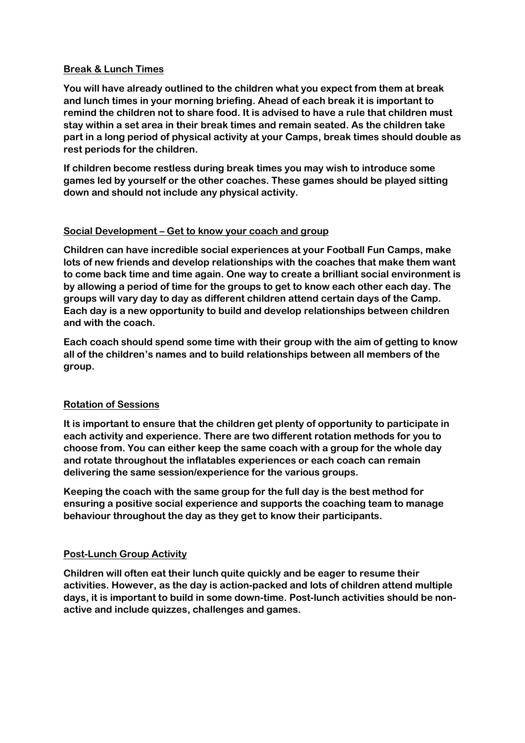## Break & Lunch Times

**You will have already outlined to the children what you expect from them at break and lunch times in your morning briefing. Ahead of each break it is important to remind the children not to share food. It is advised to have a rule that children must stay within a set area in their break times and remain seated. As the children take part in a long period of physical activity at your Camps, break times should double as rest periods for the children.**

**If children become restless during break times you may wish to introduce some games led by yourself or the other coaches. These games should be played sitting down and should not include any physical activity.**

## Social Development – Get to know your coach and group

**Children can have incredible social experiences at your Football Fun Camps, make lots of new friends and develop relationships with the coaches that make them want to come back time and time again. One way to create a brilliant social environment is by allowing a period of time for the groups to get to know each other each day. The groups will vary day to day as different children attend certain days of the Camp. Each day is a new opportunity to build and develop relationships between children and with the coach.**

**Each coach should spend some time with their group with the aim of getting to know all of the children's names and to build relationships between all members of the group.**

## Rotation of Sessions

**It is important to ensure that the children get plenty of opportunity to participate in each activity and experience. There are two different rotation methods for you to choose from. You can either keep the same coach with a group for the whole day and rotate throughout the inflatables experiences or each coach can remain delivering the same session/experience for the various groups.**

**Keeping the coach with the same group for the full day is the best method for ensuring a positive social experience and supports the coaching team to manage behaviour throughout the day as they get to know their participants.**

## Post-Lunch Group Activity

**Children will often eat their lunch quite quickly and be eager to resume their activities. However, as the day is action-packed and lots of children attend multiple days, it is important to build in some down-time. Post-lunch activities should be non-active and include quizzes, challenges and games.**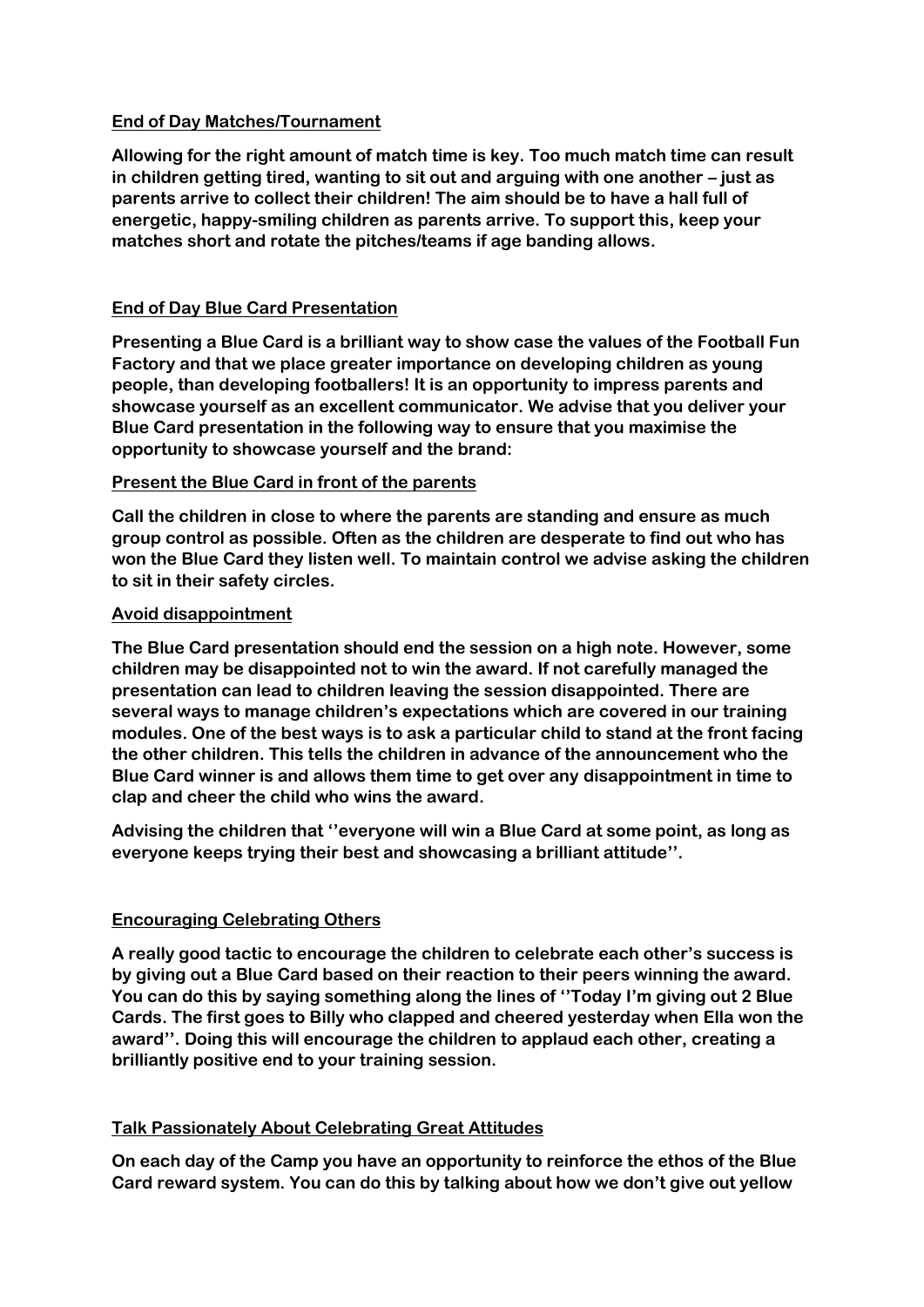**End of Day Matches/Tournament**

**Allowing for the right amount of match time is key. Too much match time can result in children getting tired, wanting to sit out and arguing with one another – just as parents arrive to collect their children! The aim should be to have a hall full of energetic, happy-smiling children as parents arrive. To support this, keep your matches short and rotate the pitches/teams if age banding allows.**

**End of Day Blue Card Presentation**

**Presenting a Blue Card is a brilliant way to show case the values of the Football Fun Factory and that we place greater importance on developing children as young people, than developing footballers! It is an opportunity to impress parents and showcase yourself as an excellent communicator. We advise that you deliver your Blue Card presentation in the following way to ensure that you maximise the opportunity to showcase yourself and the brand:**

**Present the Blue Card in front of the parents**

**Call the children in close to where the parents are standing and ensure as much group control as possible. Often as the children are desperate to find out who has won the Blue Card they listen well. To maintain control we advise asking the children to sit in their safety circles.**

**Avoid disappointment**

**The Blue Card presentation should end the session on a high note. However, some children may be disappointed not to win the award. If not carefully managed the presentation can lead to children leaving the session disappointed. There are several ways to manage children's expectations which are covered in our training modules. One of the best ways is to ask a particular child to stand at the front facing the other children. This tells the children in advance of the announcement who the Blue Card winner is and allows them time to get over any disappointment in time to clap and cheer the child who wins the award.**

**Advising the children that ''everyone will win a Blue Card at some point, as long as everyone keeps trying their best and showcasing a brilliant attitude''.**

**Encouraging Celebrating Others**

**A really good tactic to encourage the children to celebrate each other's success is by giving out a Blue Card based on their reaction to their peers winning the award. You can do this by saying something along the lines of ''Today I'm giving out 2 Blue Cards. The first goes to Billy who clapped and cheered yesterday when Ella won the award''. Doing this will encourage the children to applaud each other, creating a brilliantly positive end to your training session.**

**Talk Passionately About Celebrating Great Attitudes**

**On each day of the Camp you have an opportunity to reinforce the ethos of the Blue Card reward system. You can do this by talking about how we don't give out yellow**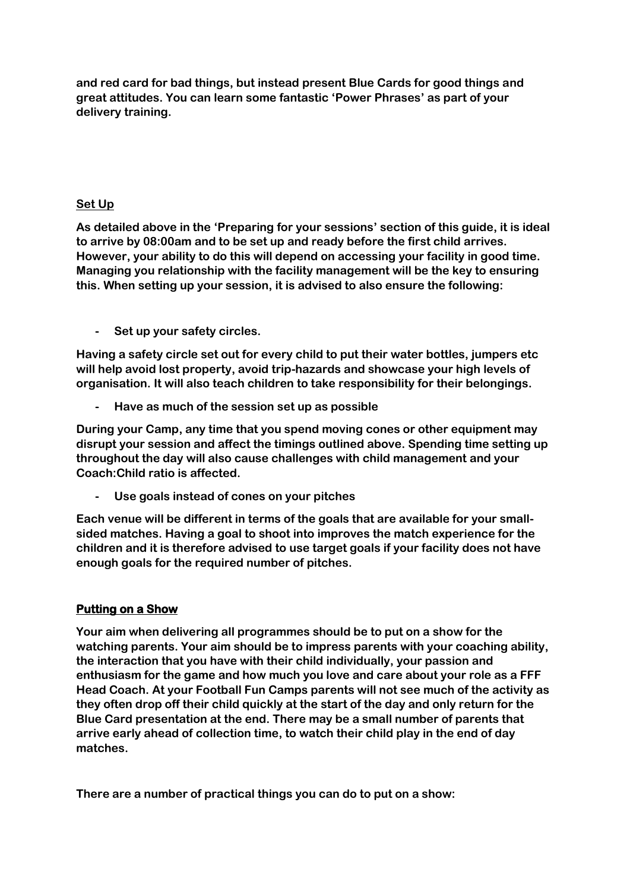**and red card for bad things, but instead present Blue Cards for good things and great attitudes. You can learn some fantastic 'Power Phrases' as part of your delivery training.**

## Set Up

**As detailed above in the 'Preparing for your sessions' section of this guide, it is ideal to arrive by 08:00am and to be set up and ready before the first child arrives. However, your ability to do this will depend on accessing your facility in good time. Managing you relationship with the facility management will be the key to ensuring this. When setting up your session, it is advised to also ensure the following:**

- **Set up your safety circles.**

**Having a safety circle set out for every child to put their water bottles, jumpers etc will help avoid lost property, avoid trip-hazards and showcase your high levels of organisation. It will also teach children to take responsibility for their belongings.**

- **Have as much of the session set up as possible**

**During your Camp, any time that you spend moving cones or other equipment may disrupt your session and affect the timings outlined above. Spending time setting up throughout the day will also cause challenges with child management and your Coach:Child ratio is affected.**

- **Use goals instead of cones on your pitches**

**Each venue will be different in terms of the goals that are available for your small-sided matches. Having a goal to shoot into improves the match experience for the children and it is therefore advised to use target goals if your facility does not have enough goals for the required number of pitches.**

## Putting on a Show

**Your aim when delivering all programmes should be to put on a show for the watching parents. Your aim should be to impress parents with your coaching ability, the interaction that you have with their child individually, your passion and enthusiasm for the game and how much you love and care about your role as a FFF Head Coach. At your Football Fun Camps parents will not see much of the activity as they often drop off their child quickly at the start of the day and only return for the Blue Card presentation at the end. There may be a small number of parents that arrive early ahead of collection time, to watch their child play in the end of day matches.**

**There are a number of practical things you can do to put on a show:**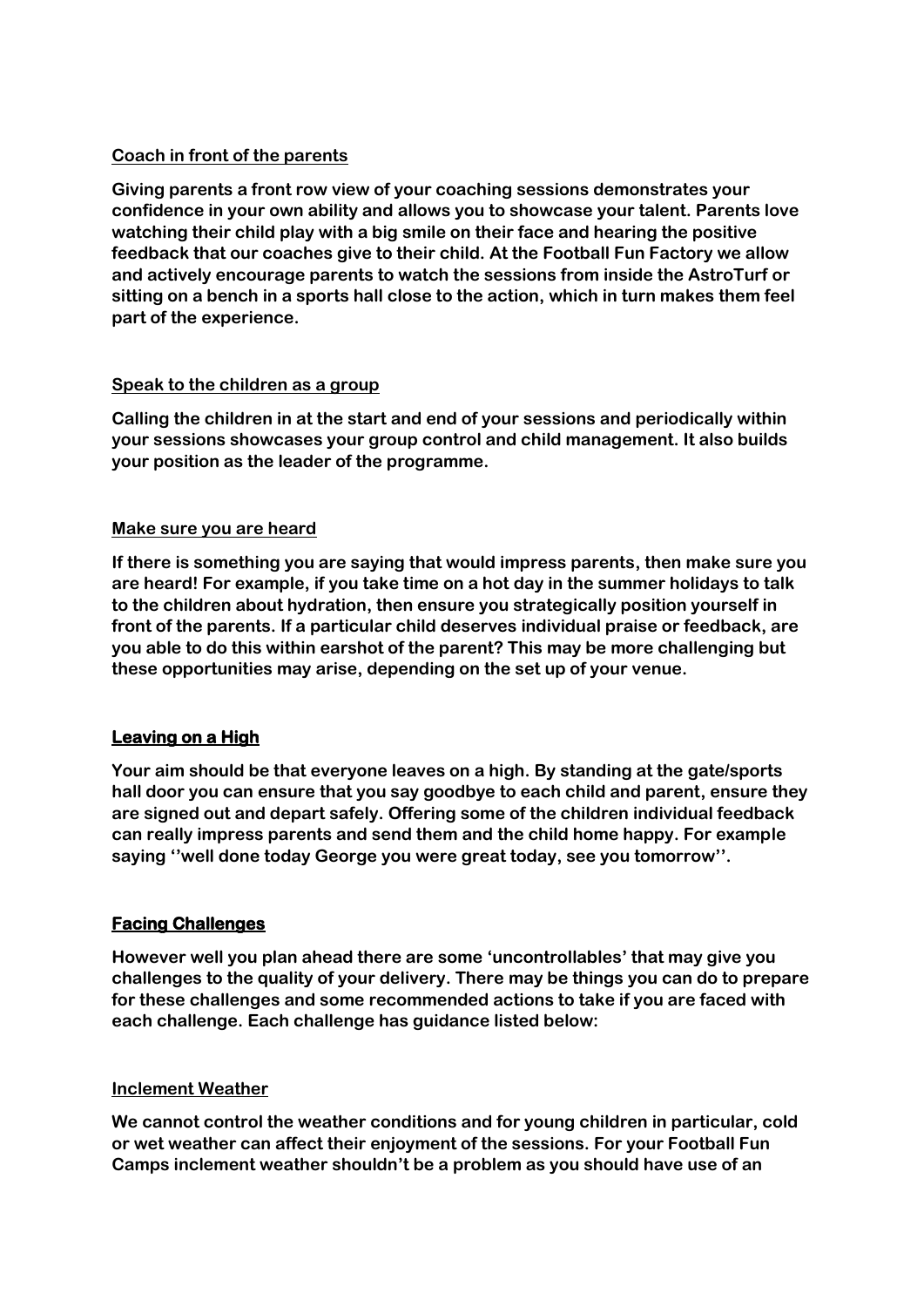**Coach in front of the parents**

**Giving parents a front row view of your coaching sessions demonstrates your confidence in your own ability and allows you to showcase your talent. Parents love watching their child play with a big smile on their face and hearing the positive feedback that our coaches give to their child. At the Football Fun Factory we allow and actively encourage parents to watch the sessions from inside the AstroTurf or sitting on a bench in a sports hall close to the action, which in turn makes them feel part of the experience.**

**Speak to the children as a group**

**Calling the children in at the start and end of your sessions and periodically within your sessions showcases your group control and child management. It also builds your position as the leader of the programme.**

**Make sure you are heard**

**If there is something you are saying that would impress parents, then make sure you are heard! For example, if you take time on a hot day in the summer holidays to talk to the children about hydration, then ensure you strategically position yourself in front of the parents. If a particular child deserves individual praise or feedback, are you able to do this within earshot of the parent? This may be more challenging but these opportunities may arise, depending on the set up of your venue.**

## Leaving on a High

**Your aim should be that everyone leaves on a high. By standing at the gate/sports hall door you can ensure that you say goodbye to each child and parent, ensure they are signed out and depart safely. Offering some of the children individual feedback can really impress parents and send them and the child home happy. For example saying ''well done today George you were great today, see you tomorrow''.**

## Facing Challenges

**However well you plan ahead there are some 'uncontrollables' that may give you challenges to the quality of your delivery. There may be things you can do to prepare for these challenges and some recommended actions to take if you are faced with each challenge. Each challenge has guidance listed below:**

**Inclement Weather**

**We cannot control the weather conditions and for young children in particular, cold or wet weather can affect their enjoyment of the sessions. For your Football Fun Camps inclement weather shouldn't be a problem as you should have use of an**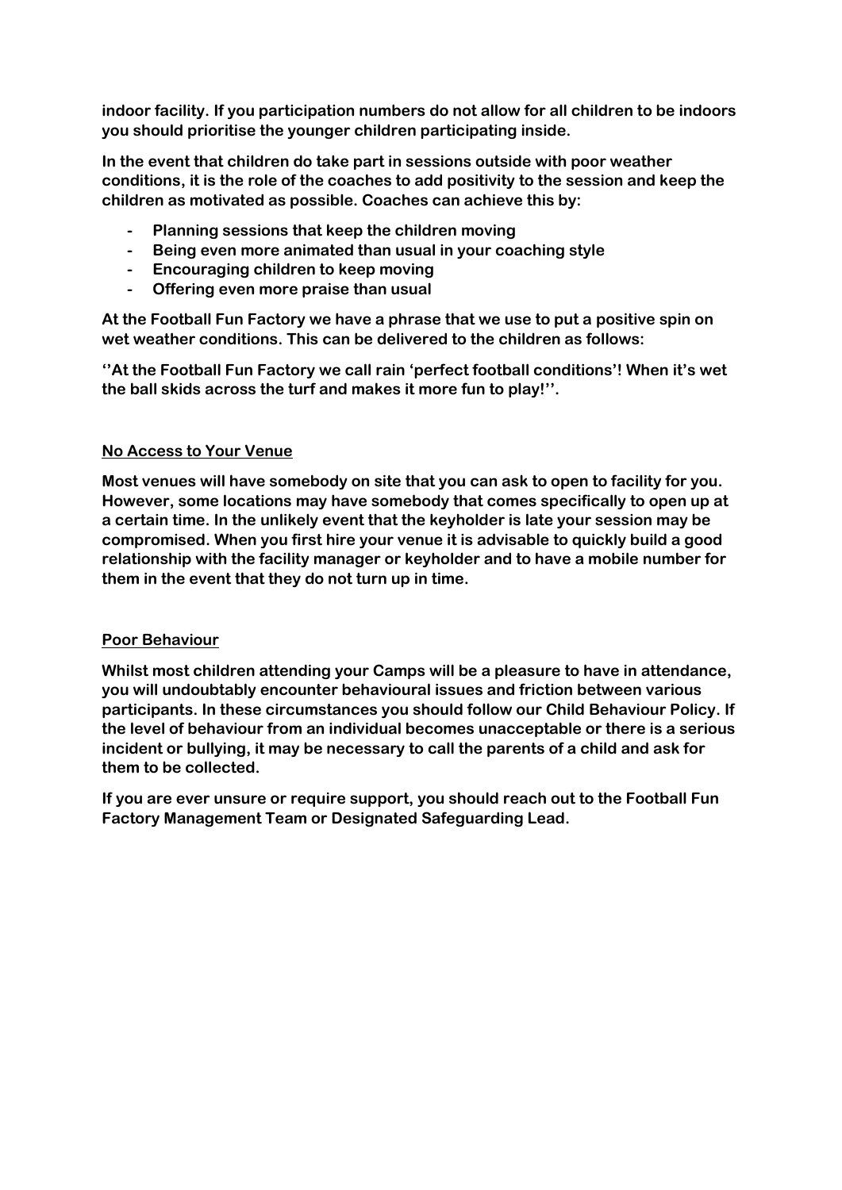**indoor facility. If you participation numbers do not allow for all children to be indoors you should prioritise the younger children participating inside.**

**In the event that children do take part in sessions outside with poor weather conditions, it is the role of the coaches to add positivity to the session and keep the children as motivated as possible. Coaches can achieve this by:**

- **Planning sessions that keep the children moving**
- **Being even more animated than usual in your coaching style**
- **Encouraging children to keep moving**
- **Offering even more praise than usual**

**At the Football Fun Factory we have a phrase that we use to put a positive spin on wet weather conditions. This can be delivered to the children as follows:**

**''At the Football Fun Factory we call rain 'perfect football conditions'! When it's wet the ball skids across the turf and makes it more fun to play!''.**

## No Access to Your Venue

**Most venues will have somebody on site that you can ask to open to facility for you. However, some locations may have somebody that comes specifically to open up at a certain time. In the unlikely event that the keyholder is late your session may be compromised. When you first hire your venue it is advisable to quickly build a good relationship with the facility manager or keyholder and to have a mobile number for them in the event that they do not turn up in time.**

## Poor Behaviour

**Whilst most children attending your Camps will be a pleasure to have in attendance, you will undoubtably encounter behavioural issues and friction between various participants. In these circumstances you should follow our Child Behaviour Policy. If the level of behaviour from an individual becomes unacceptable or there is a serious incident or bullying, it may be necessary to call the parents of a child and ask for them to be collected.**

**If you are ever unsure or require support, you should reach out to the Football Fun Factory Management Team or Designated Safeguarding Lead.**